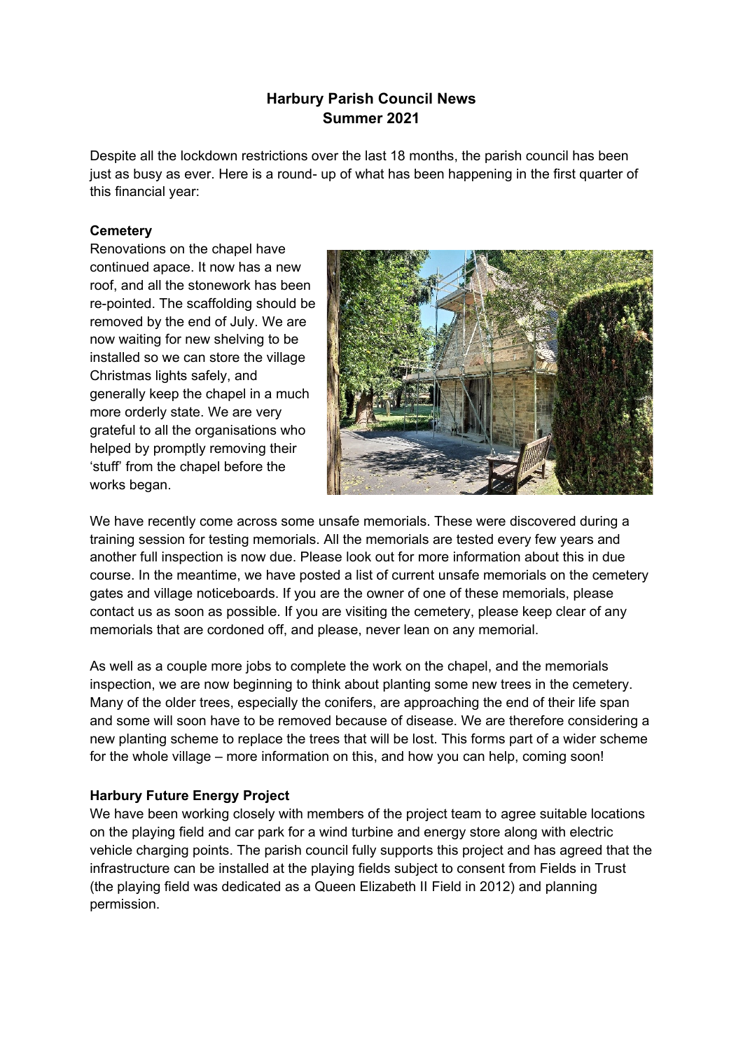# Harbury Parish Council News
## Summer 2021

Despite all the lockdown restrictions over the last 18 months, the parish council has been just as busy as ever. Here is a round- up of what has been happening in the first quarter of this financial year:

**Cemetery**

Renovations on the chapel have continued apace. It now has a new roof, and all the stonework has been re-pointed. The scaffolding should be removed by the end of July. We are now waiting for new shelving to be installed so we can store the village Christmas lights safely, and generally keep the chapel in a much more orderly state. We are very grateful to all the organisations who helped by promptly removing their 'stuff' from the chapel before the works began.

We have recently come across some unsafe memorials. These were discovered during a training session for testing memorials. All the memorials are tested every few years and another full inspection is now due. Please look out for more information about this in due course. In the meantime, we have posted a list of current unsafe memorials on the cemetery gates and village noticeboards. If you are the owner of one of these memorials, please contact us as soon as possible. If you are visiting the cemetery, please keep clear of any memorials that are cordoned off, and please, never lean on any memorial.

As well as a couple more jobs to complete the work on the chapel, and the memorials inspection, we are now beginning to think about planting some new trees in the cemetery. Many of the older trees, especially the conifers, are approaching the end of their life span and some will soon have to be removed because of disease. We are therefore considering a new planting scheme to replace the trees that will be lost. This forms part of a wider scheme for the whole village – more information on this, and how you can help, coming soon!

**Harbury Future Energy Project**

We have been working closely with members of the project team to agree suitable locations on the playing field and car park for a wind turbine and energy store along with electric vehicle charging points. The parish council fully supports this project and has agreed that the infrastructure can be installed at the playing fields subject to consent from Fields in Trust (the playing field was dedicated as a Queen Elizabeth II Field in 2012) and planning permission.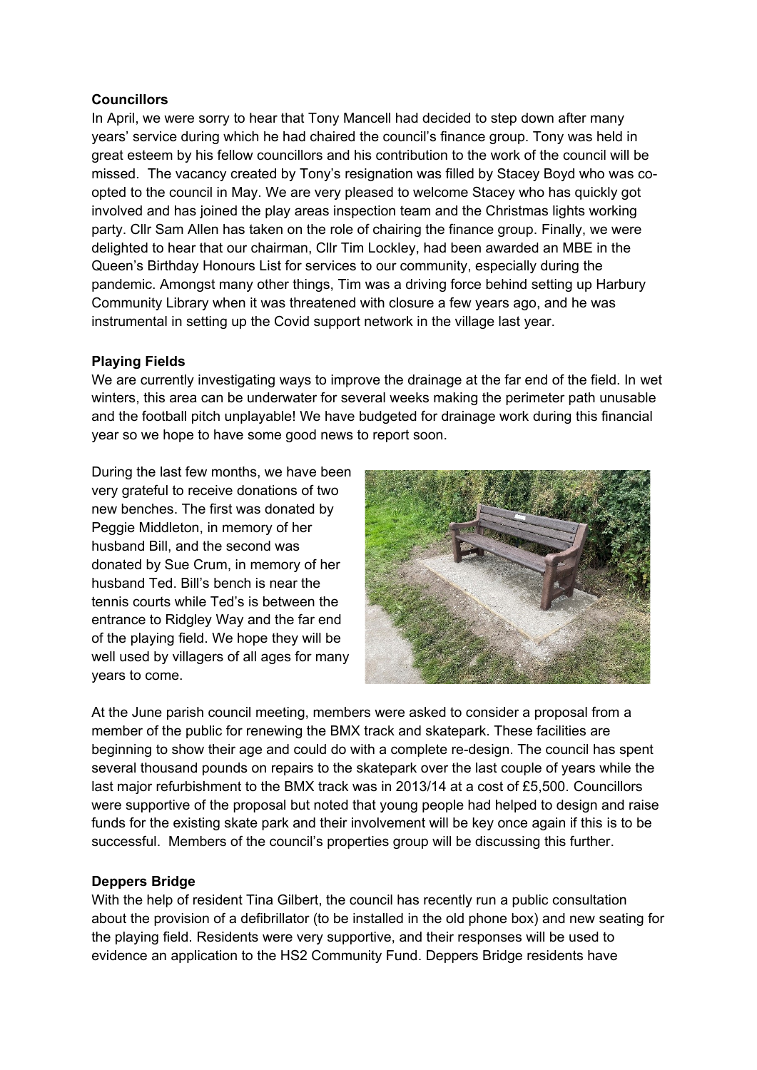**Councillors**

In April, we were sorry to hear that Tony Mancell had decided to step down after many years' service during which he had chaired the council's finance group. Tony was held in great esteem by his fellow councillors and his contribution to the work of the council will be missed. The vacancy created by Tony's resignation was filled by Stacey Boyd who was co-opted to the council in May. We are very pleased to welcome Stacey who has quickly got involved and has joined the play areas inspection team and the Christmas lights working party. Cllr Sam Allen has taken on the role of chairing the finance group. Finally, we were delighted to hear that our chairman, Cllr Tim Lockley, had been awarded an MBE in the Queen's Birthday Honours List for services to our community, especially during the pandemic. Amongst many other things, Tim was a driving force behind setting up Harbury Community Library when it was threatened with closure a few years ago, and he was instrumental in setting up the Covid support network in the village last year.

**Playing Fields**

We are currently investigating ways to improve the drainage at the far end of the field. In wet winters, this area can be underwater for several weeks making the perimeter path unusable and the football pitch unplayable! We have budgeted for drainage work during this financial year so we hope to have some good news to report soon.

During the last few months, we have been very grateful to receive donations of two new benches. The first was donated by Peggie Middleton, in memory of her husband Bill, and the second was donated by Sue Crum, in memory of her husband Ted. Bill's bench is near the tennis courts while Ted's is between the entrance to Ridgley Way and the far end of the playing field. We hope they will be well used by villagers of all ages for many years to come.

At the June parish council meeting, members were asked to consider a proposal from a member of the public for renewing the BMX track and skatepark. These facilities are beginning to show their age and could do with a complete re-design. The council has spent several thousand pounds on repairs to the skatepark over the last couple of years while the last major refurbishment to the BMX track was in 2013/14 at a cost of £5,500. Councillors were supportive of the proposal but noted that young people had helped to design and raise funds for the existing skate park and their involvement will be key once again if this is to be successful. Members of the council's properties group will be discussing this further.

**Deppers Bridge**

With the help of resident Tina Gilbert, the council has recently run a public consultation about the provision of a defibrillator (to be installed in the old phone box) and new seating for the playing field. Residents were very supportive, and their responses will be used to evidence an application to the HS2 Community Fund. Deppers Bridge residents have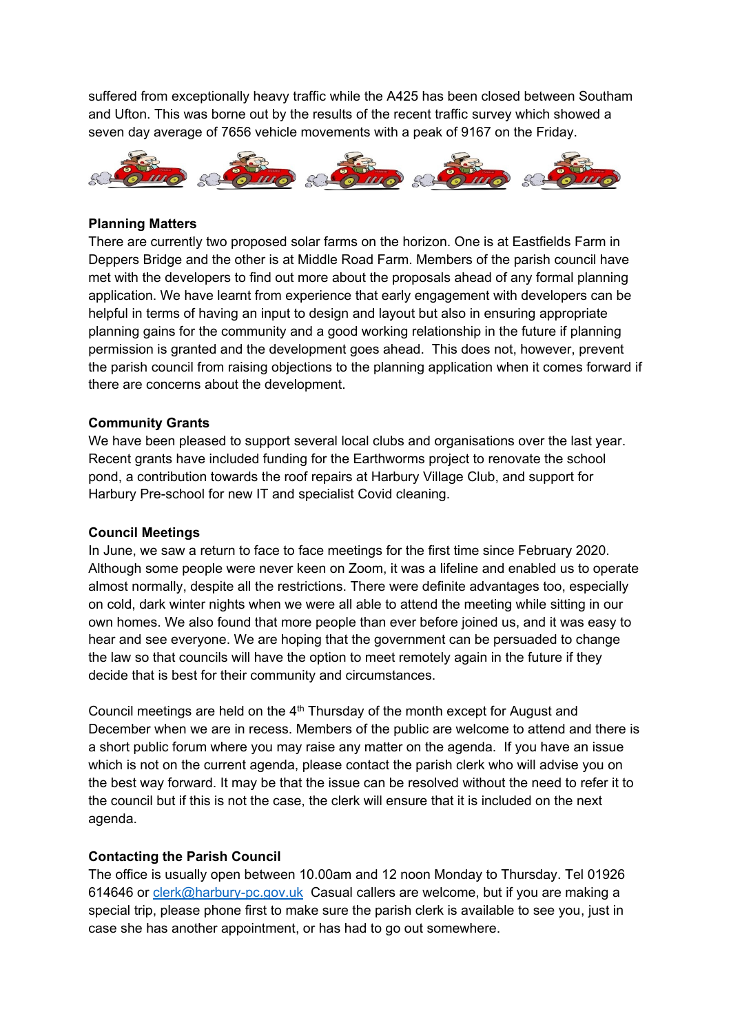suffered from exceptionally heavy traffic while the A425 has been closed between Southam and Ufton. This was borne out by the results of the recent traffic survey which showed a seven day average of 7656 vehicle movements with a peak of 9167 on the Friday.

**Planning Matters**

There are currently two proposed solar farms on the horizon. One is at Eastfields Farm in Deppers Bridge and the other is at Middle Road Farm. Members of the parish council have met with the developers to find out more about the proposals ahead of any formal planning application. We have learnt from experience that early engagement with developers can be helpful in terms of having an input to design and layout but also in ensuring appropriate planning gains for the community and a good working relationship in the future if planning permission is granted and the development goes ahead. This does not, however, prevent the parish council from raising objections to the planning application when it comes forward if there are concerns about the development.

**Community Grants**

We have been pleased to support several local clubs and organisations over the last year. Recent grants have included funding for the Earthworms project to renovate the school pond, a contribution towards the roof repairs at Harbury Village Club, and support for Harbury Pre-school for new IT and specialist Covid cleaning.

**Council Meetings**

In June, we saw a return to face to face meetings for the first time since February 2020. Although some people were never keen on Zoom, it was a lifeline and enabled us to operate almost normally, despite all the restrictions. There were definite advantages too, especially on cold, dark winter nights when we were all able to attend the meeting while sitting in our own homes. We also found that more people than ever before joined us, and it was easy to hear and see everyone. We are hoping that the government can be persuaded to change the law so that councils will have the option to meet remotely again in the future if they decide that is best for their community and circumstances.

Council meetings are held on the 4th Thursday of the month except for August and December when we are in recess. Members of the public are welcome to attend and there is a short public forum where you may raise any matter on the agenda. If you have an issue which is not on the current agenda, please contact the parish clerk who will advise you on the best way forward. It may be that the issue can be resolved without the need to refer it to the council but if this is not the case, the clerk will ensure that it is included on the next agenda.

**Contacting the Parish Council**

The office is usually open between 10.00am and 12 noon Monday to Thursday. Tel 01926 614646 or clerk@harbury-pc.gov.uk Casual callers are welcome, but if you are making a special trip, please phone first to make sure the parish clerk is available to see you, just in case she has another appointment, or has had to go out somewhere.